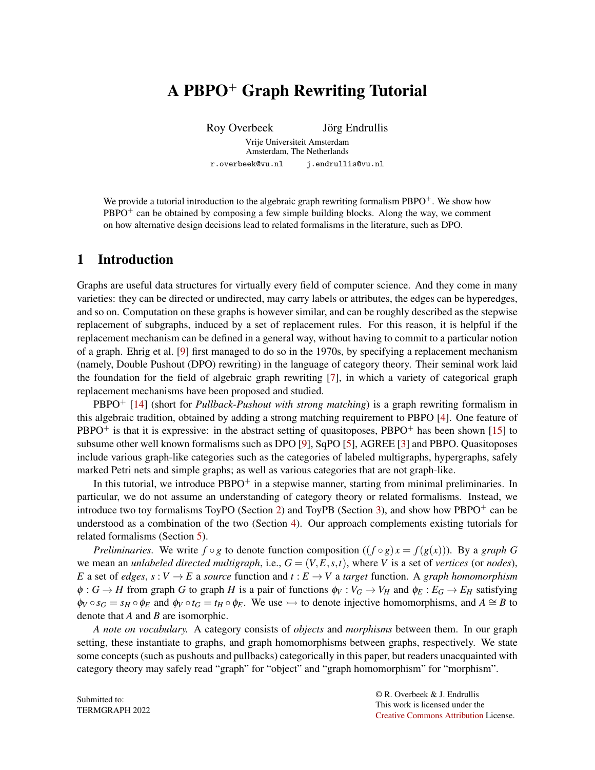# A PBPO$^+$ Graph Rewriting Tutorial

Roy Overbeek Jörg Endrullis

Vrije Universiteit Amsterdam
Amsterdam, The Netherlands

r.overbeek@vu.nl j.endrullis@vu.nl

We provide a tutorial introduction to the algebraic graph rewriting formalism PBPO$^+$. We show how PBPO$^+$ can be obtained by composing a few simple building blocks. Along the way, we comment on how alternative design decisions lead to related formalisms in the literature, such as DPO.

## 1 Introduction

Graphs are useful data structures for virtually every field of computer science. And they come in many varieties: they can be directed or undirected, may carry labels or attributes, the edges can be hyperedges, and so on. Computation on these graphs is however similar, and can be roughly described as the stepwise replacement of subgraphs, induced by a set of replacement rules. For this reason, it is helpful if the replacement mechanism can be defined in a general way, without having to commit to a particular notion of a graph. Ehrig et al. [9] first managed to do so in the 1970s, by specifying a replacement mechanism (namely, Double Pushout (DPO) rewriting) in the language of category theory. Their seminal work laid the foundation for the field of algebraic graph rewriting [7], in which a variety of categorical graph replacement mechanisms have been proposed and studied.

PBPO$^+$ [14] (short for *Pullback-Pushout with strong matching*) is a graph rewriting formalism in this algebraic tradition, obtained by adding a strong matching requirement to PBPO [4]. One feature of PBPO$^+$ is that it is expressive: in the abstract setting of quasitoposes, PBPO$^+$ has been shown [15] to subsume other well known formalisms such as DPO [9], SqPO [5], AGREE [3] and PBPO. Quasitoposes include various graph-like categories such as the categories of labeled multigraphs, hypergraphs, safely marked Petri nets and simple graphs; as well as various categories that are not graph-like.

In this tutorial, we introduce PBPO$^+$ in a stepwise manner, starting from minimal preliminaries. In particular, we do not assume an understanding of category theory or related formalisms. Instead, we introduce two toy formalisms ToyPO (Section 2) and ToyPB (Section 3), and show how PBPO$^+$ can be understood as a combination of the two (Section 4). Our approach complements existing tutorials for related formalisms (Section 5).

*Preliminaries.* We write $f \circ g$ to denote function composition ($(f \circ g)\,x = f(g(x))$). By a *graph* $G$ we mean an *unlabeled directed multigraph*, i.e., $G = (V, E, s, t)$, where $V$ is a set of *vertices* (or *nodes*), $E$ a set of *edges*, $s : V \to E$ a *source* function and $t : E \to V$ a *target* function. A *graph homomorphism* $\phi : G \to H$ from graph $G$ to graph $H$ is a pair of functions $\phi_V : V_G \to V_H$ and $\phi_E : E_G \to E_H$ satisfying $\phi_V \circ s_G = s_H \circ \phi_E$ and $\phi_V \circ t_G = t_H \circ \phi_E$. We use $\rightarrowtail$ to denote injective homomorphisms, and $A \cong B$ to denote that $A$ and $B$ are isomorphic.

*A note on vocabulary.* A category consists of *objects* and *morphisms* between them. In our graph setting, these instantiate to graphs, and graph homomorphisms between graphs, respectively. We state some concepts (such as pushouts and pullbacks) categorically in this paper, but readers unacquainted with category theory may safely read "graph" for "object" and "graph homomorphism" for "morphism".

Submitted to:
TERMGRAPH 2022

© R. Overbeek & J. Endrullis
This work is licensed under the
Creative Commons Attribution License.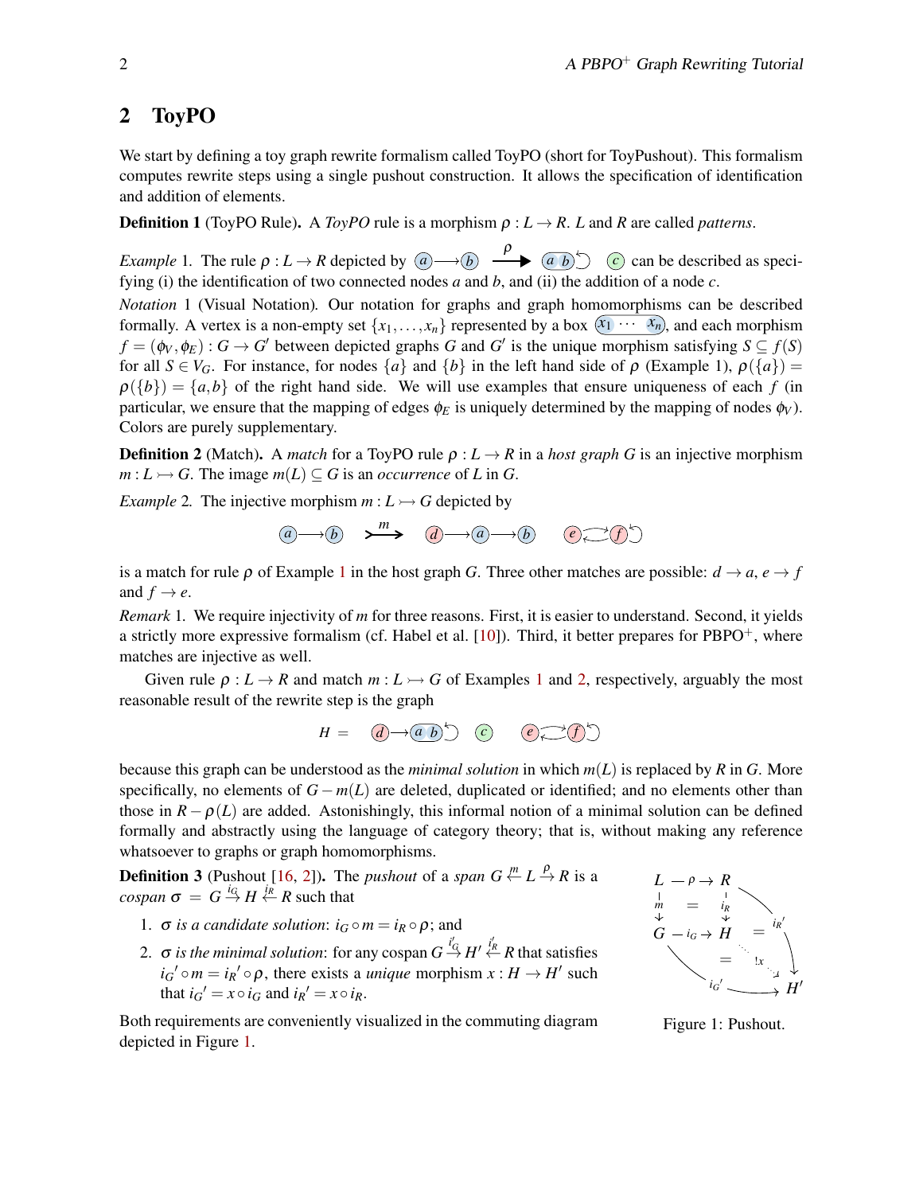## 2 ToyPO

We start by defining a toy graph rewrite formalism called ToyPO (short for ToyPushout). This formalism computes rewrite steps using a single pushout construction. It allows the specification of identification and addition of elements.

**Definition 1** (ToyPO Rule)**.** A *ToyPO* rule is a morphism $\rho : L \to R$. $L$ and $R$ are called *patterns*.

*Example* 1. The rule $\rho : L \to R$ depicted by $(a) \longrightarrow (b) \xrightarrow{\rho} (a\ b)\circlearrowleft \quad (c)$ can be described as specifying (i) the identification of two connected nodes $a$ and $b$, and (ii) the addition of a node $c$.

*Notation* 1 (Visual Notation)*.* Our notation for graphs and graph homomorphisms can be described formally. A vertex is a non-empty set $\{x_1, \ldots, x_n\}$ represented by a box $(x_1 \cdots x_n)$, and each morphism $f = (\phi_V, \phi_E) : G \to G'$ between depicted graphs $G$ and $G'$ is the unique morphism satisfying $S \subseteq f(S)$ for all $S \in V_G$. For instance, for nodes $\{a\}$ and $\{b\}$ in the left hand side of $\rho$ (Example 1), $\rho(\{a\}) = \rho(\{b\}) = \{a, b\}$ of the right hand side. We will use examples that ensure uniqueness of each $f$ (in particular, we ensure that the mapping of edges $\phi_E$ is uniquely determined by the mapping of nodes $\phi_V$). Colors are purely supplementary.

**Definition 2** (Match)**.** A *match* for a ToyPO rule $\rho : L \to R$ in a *host graph* $G$ is an injective morphism $m : L \rightarrowtail G$. The image $m(L) \subseteq G$ is an *occurrence* of $L$ in $G$.

*Example* 2. The injective morphism $m : L \rightarrowtail G$ depicted by

$$(a) \longrightarrow (b) \quad \overset{m}{\rightarrowtail} \quad (d) \longrightarrow (a) \longrightarrow (b) \qquad (e) \rightleftarrows (f)\circlearrowleft$$

is a match for rule $\rho$ of Example 1 in the host graph $G$. Three other matches are possible: $d \to a$, $e \to f$ and $f \to e$.

*Remark* 1. We require injectivity of $m$ for three reasons. First, it is easier to understand. Second, it yields a strictly more expressive formalism (cf. Habel et al. [10]). Third, it better prepares for PBPO$^+$, where matches are injective as well.

Given rule $\rho : L \to R$ and match $m : L \rightarrowtail G$ of Examples 1 and 2, respectively, arguably the most reasonable result of the rewrite step is the graph

$$H = \quad (d) \longrightarrow (a\ b)\circlearrowleft \quad (c) \qquad (e) \rightleftarrows (f)\circlearrowleft$$

because this graph can be understood as the *minimal solution* in which $m(L)$ is replaced by $R$ in $G$. More specifically, no elements of $G - m(L)$ are deleted, duplicated or identified; and no elements other than those in $R - \rho(L)$ are added. Astonishingly, this informal notion of a minimal solution can be defined formally and abstractly using the language of category theory; that is, without making any reference whatsoever to graphs or graph homomorphisms.

**Definition 3** (Pushout [16, 2])**.** The *pushout* of a *span* $G \overset{m}{\leftarrow} L \overset{\rho}{\to} R$ is a *cospan* $\sigma = G \overset{i_G}{\to} H \overset{i_R}{\leftarrow} R$ such that

1. *$\sigma$ is a candidate solution*: $i_G \circ m = i_R \circ \rho$; and
2. *$\sigma$ is the minimal solution*: for any cospan $G \overset{i'_G}{\to} H' \overset{i'_R}{\leftarrow} R$ that satisfies ${i_G}' \circ m = {i_R}' \circ \rho$, there exists a *unique* morphism $x : H \to H'$ such that ${i_G}' = x \circ i_G$ and ${i_R}' = x \circ i_R$.

Both requirements are conveniently visualized in the commuting diagram depicted in Figure 1.

$$\begin{array}{ccc} L & \xrightarrow{\rho} & R \\ {\scriptstyle m}\downarrow & = & \downarrow{\scriptstyle i_R} \\ G & \xrightarrow{i_G} & H \end{array} \qquad \text{with } {i_R}' : R \to H',\ {i_G}' : G \to H',\ !x : H \to H'$$

Figure 1: Pushout.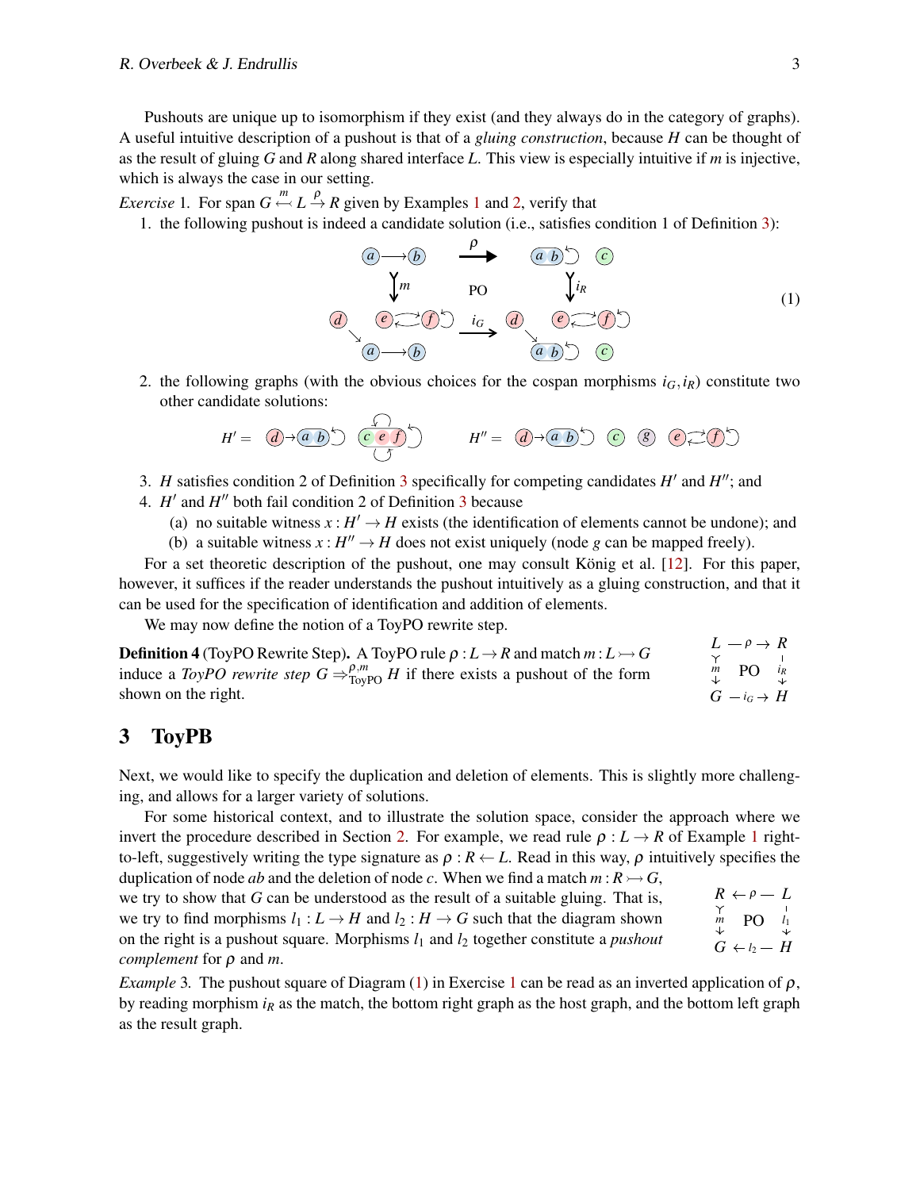Pushouts are unique up to isomorphism if they exist (and they always do in the category of graphs). A useful intuitive description of a pushout is that of a *gluing construction*, because $H$ can be thought of as the result of gluing $G$ and $R$ along shared interface $L$. This view is especially intuitive if $m$ is injective, which is always the case in our setting.

*Exercise* 1. For span $G \overset{m}{\leftarrowtail} L \overset{\rho}{\to} R$ given by Examples 1 and 2, verify that

1. the following pushout is indeed a candidate solution (i.e., satisfies condition 1 of Definition 3):

$$\tag{1}$$

2. the following graphs (with the obvious choices for the cospan morphisms $i_G, i_R$) constitute two other candidate solutions:

$H' =$ $\qquad$ $H'' =$

3. $H$ satisfies condition 2 of Definition 3 specifically for competing candidates $H'$ and $H''$; and
4. $H'$ and $H''$ both fail condition 2 of Definition 3 because
   (a) no suitable witness $x : H' \to H$ exists (the identification of elements cannot be undone); and
   (b) a suitable witness $x : H'' \to H$ does not exist uniquely (node $g$ can be mapped freely).

For a set theoretic description of the pushout, one may consult König et al. [12]. For this paper, however, it suffices if the reader understands the pushout intuitively as a gluing construction, and that it can be used for the specification of identification and addition of elements.

We may now define the notion of a ToyPO rewrite step.

**Definition 4** (ToyPO Rewrite Step)**.** A ToyPO rule $\rho : L \to R$ and match $m : L \rightarrowtail G$ induce a *ToyPO rewrite step* $G \Rightarrow^{\rho,m}_{\text{ToyPO}} H$ if there exists a pushout of the form shown on the right.

$$\begin{array}{ccc} L & \xrightarrow{\rho} & R \\ {\scriptstyle m}\downarrow & \text{PO} & \downarrow{\scriptstyle i_R} \\ G & \xrightarrow{i_G} & H \end{array}$$

## 3 ToyPB

Next, we would like to specify the duplication and deletion of elements. This is slightly more challenging, and allows for a larger variety of solutions.

For some historical context, and to illustrate the solution space, consider the approach where we invert the procedure described in Section 2. For example, we read rule $\rho : L \to R$ of Example 1 right-to-left, suggestively writing the type signature as $\rho : R \leftarrow L$. Read in this way, $\rho$ intuitively specifies the duplication of node $ab$ and the deletion of node $c$. When we find a match $m : R \rightarrowtail G$, we try to show that $G$ can be understood as the result of a suitable gluing. That is, we try to find morphisms $l_1 : L \to H$ and $l_2 : H \to G$ such that the diagram shown on the right is a pushout square. Morphisms $l_1$ and $l_2$ together constitute a *pushout complement* for $\rho$ and $m$.

$$\begin{array}{ccc} R & \xleftarrow{\rho} & L \\ {\scriptstyle m}\downarrow & \text{PO} & \downarrow{\scriptstyle l_1} \\ G & \xleftarrow{l_2} & H \end{array}$$

*Example* 3. The pushout square of Diagram (1) in Exercise 1 can be read as an inverted application of $\rho$, by reading morphism $i_R$ as the match, the bottom right graph as the host graph, and the bottom left graph as the result graph.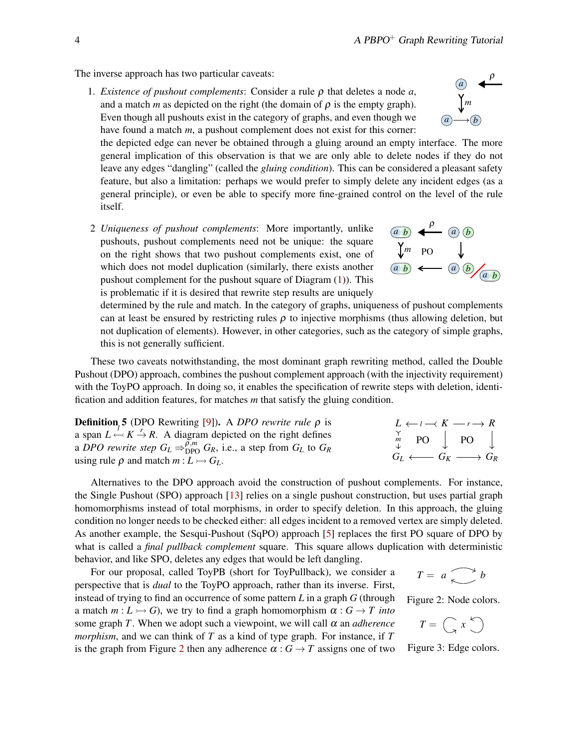The inverse approach has two particular caveats:

1. *Existence of pushout complements*: Consider a rule $\rho$ that deletes a node $a$, and a match $m$ as depicted on the right (the domain of $\rho$ is the empty graph). Even though all pushouts exist in the category of graphs, and even though we have found a match $m$, a pushout complement does not exist for this corner: the depicted edge can never be obtained through a gluing around an empty interface. The more general implication of this observation is that we are only able to delete nodes if they do not leave any edges "dangling" (called the *gluing condition*). This can be considered a pleasant safety feature, but also a limitation: perhaps we would prefer to simply delete any incident edges (as a general principle), or even be able to specify more fine-grained control on the level of the rule itself.

2. *Uniqueness of pushout complements*: More importantly, unlike pushouts, pushout complements need not be unique: the square on the right shows that two pushout complements exist, one of which does not model duplication (similarly, there exists another pushout complement for the pushout square of Diagram (1)). This is problematic if it is desired that rewrite step results are uniquely determined by the rule and match. In the category of graphs, uniqueness of pushout complements can at least be ensured by restricting rules $\rho$ to injective morphisms (thus allowing deletion, but not duplication of elements). However, in other categories, such as the category of simple graphs, this is not generally sufficient.

These two caveats notwithstanding, the most dominant graph rewriting method, called the Double Pushout (DPO) approach, combines the pushout complement approach (with the injectivity requirement) with the ToyPO approach. In doing so, it enables the specification of rewrite steps with deletion, identification and addition features, for matches $m$ that satisfy the gluing condition.

**Definition 5** (DPO Rewriting [9]). A *DPO rewrite rule* $\rho$ is a span $L \overset{l}{\leftarrowtail} K \overset{r}{\to} R$. A diagram depicted on the right defines a *DPO rewrite step* $G_L \Rightarrow^{\rho,m}_{\text{DPO}} G_R$, i.e., a step from $G_L$ to $G_R$ using rule $\rho$ and match $m : L \rightarrowtail G_L$.

$$\begin{array}{ccccc} L & \overset{l}{\leftarrowtail} & K & \overset{r}{\longrightarrow} & R \\ {\scriptstyle m}\downarrow & \text{PO} & \downarrow & \text{PO} & \downarrow \\ G_L & \longleftarrow & G_K & \longrightarrow & G_R \end{array}$$

Alternatives to the DPO approach avoid the construction of pushout complements. For instance, the Single Pushout (SPO) approach [13] relies on a single pushout construction, but uses partial graph homomorphisms instead of total morphisms, in order to specify deletion. In this approach, the gluing condition no longer needs to be checked either: all edges incident to a removed vertex are simply deleted. As another example, the Sesqui-Pushout (SqPO) approach [5] replaces the first PO square of DPO by what is called a *final pullback complement* square. This square allows duplication with deterministic behavior, and like SPO, deletes any edges that would be left dangling.

For our proposal, called ToyPB (short for ToyPullback), we consider a perspective that is *dual* to the ToyPO approach, rather than its inverse. First, instead of trying to find an occurrence of some pattern $L$ in a graph $G$ (through a match $m : L \rightarrowtail G$), we try to find a graph homomorphism $\alpha : G \to T$ *into* some graph $T$. When we adopt such a viewpoint, we will call $\alpha$ an *adherence morphism*, and we can think of $T$ as a kind of type graph. For instance, if $T$ is the graph from Figure 2 then any adherence $\alpha : G \to T$ assigns one of two

Figure 2: Node colors.

Figure 3: Edge colors.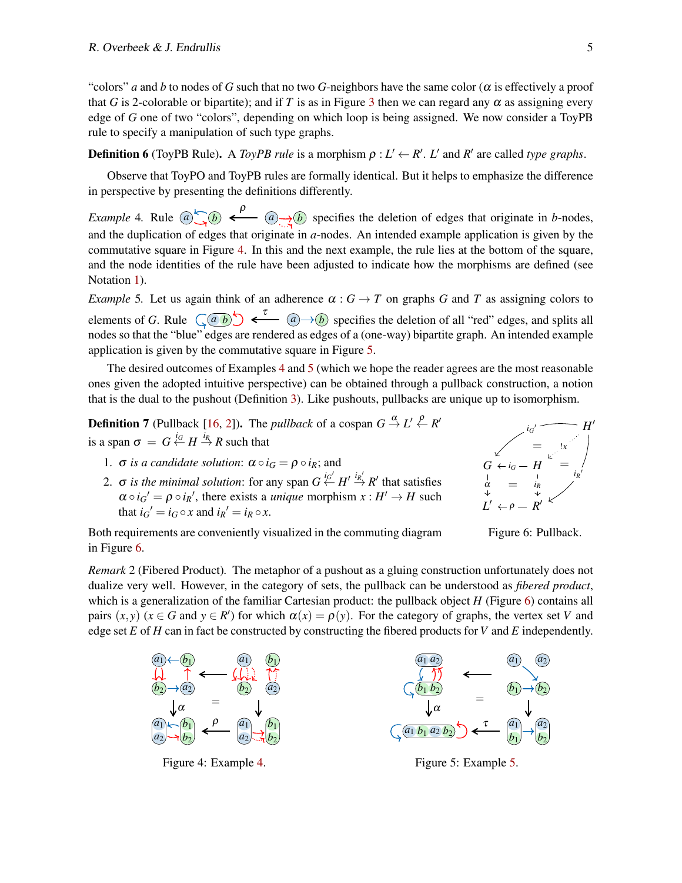"colors" $a$ and $b$ to nodes of $G$ such that no two $G$-neighbors have the same color ($\alpha$ is effectively a proof that $G$ is 2-colorable or bipartite); and if $T$ is as in Figure 3 then we can regard any $\alpha$ as assigning every edge of $G$ one of two "colors", depending on which loop is being assigned. We now consider a ToyPB rule to specify a manipulation of such type graphs.

**Definition 6** (ToyPB Rule)**.** A *ToyPB rule* is a morphism $\rho : L' \leftarrow R'$. $L'$ and $R'$ are called *type graphs*.

Observe that ToyPO and ToyPB rules are formally identical. But it helps to emphasize the difference in perspective by presenting the definitions differently.

*Example* 4. Rule $\xleftarrow{\rho}$ specifies the deletion of edges that originate in $b$-nodes, and the duplication of edges that originate in $a$-nodes. An intended example application is given by the commutative square in Figure 4. In this and the next example, the rule lies at the bottom of the square, and the node identities of the rule have been adjusted to indicate how the morphisms are defined (see Notation 1).

*Example* 5. Let us again think of an adherence $\alpha : G \to T$ on graphs $G$ and $T$ as assigning colors to elements of $G$. Rule $\xleftarrow{\tau}$ specifies the deletion of all "red" edges, and splits all nodes so that the "blue" edges are rendered as edges of a (one-way) bipartite graph. An intended example application is given by the commutative square in Figure 5.

The desired outcomes of Examples 4 and 5 (which we hope the reader agrees are the most reasonable ones given the adopted intuitive perspective) can be obtained through a pullback construction, a notion that is the dual to the pushout (Definition 3). Like pushouts, pullbacks are unique up to isomorphism.

**Definition 7** (Pullback [16, 2])**.** The *pullback* of a cospan $G \xrightarrow{\alpha} L' \xleftarrow{\rho} R'$ is a span $\sigma = G \xleftarrow{i_G} H \xrightarrow{i_R} R$ such that

1. $\sigma$ *is a candidate solution*: $\alpha \circ i_G = \rho \circ i_R$; and
2. $\sigma$ *is the minimal solution*: for any span $G \xleftarrow{i_G'} H' \xrightarrow{i_R'} R'$ that satisfies $\alpha \circ i_G{}' = \rho \circ i_R{}'$, there exists a *unique* morphism $x : H' \to H$ such that $i_G{}' = i_G \circ x$ and $i_R{}' = i_R \circ x$.

Both requirements are conveniently visualized in the commuting diagram in Figure 6.

Figure 6: Pullback.

*Remark* 2 (Fibered Product). The metaphor of a pushout as a gluing construction unfortunately does not dualize very well. However, in the category of sets, the pullback can be understood as *fibered product*, which is a generalization of the familiar Cartesian product: the pullback object $H$ (Figure 6) contains all pairs $(x, y)$ ($x \in G$ and $y \in R'$) for which $\alpha(x) = \rho(y)$. For the category of graphs, the vertex set $V$ and edge set $E$ of $H$ can in fact be constructed by constructing the fibered products for $V$ and $E$ independently.

Figure 4: Example 4.

Figure 5: Example 5.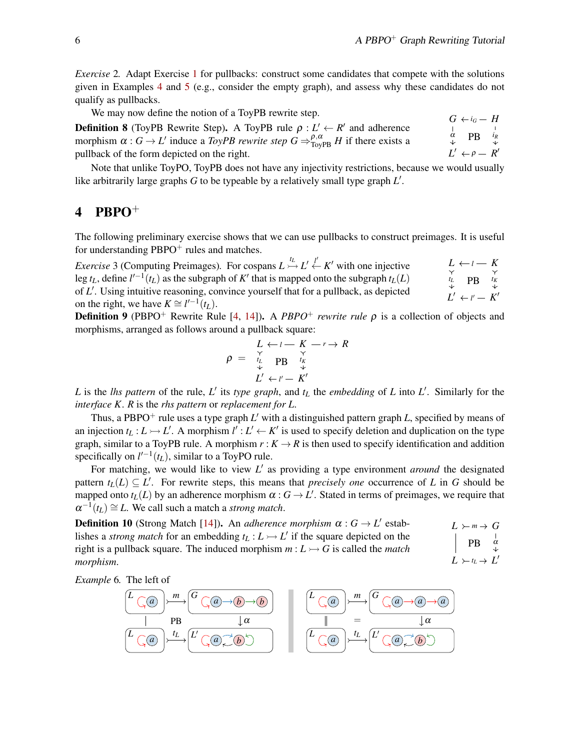*Exercise* 2. Adapt Exercise 1 for pullbacks: construct some candidates that compete with the solutions given in Examples 4 and 5 (e.g., consider the empty graph), and assess why these candidates do not qualify as pullbacks.

We may now define the notion of a ToyPB rewrite step.

**Definition 8** (ToyPB Rewrite Step)**.** A ToyPB rule $\rho : L' \leftarrow R'$ and adherence morphism $\alpha : G \to L'$ induce a *ToyPB rewrite step* $G \Rightarrow^{\rho,\alpha}_{\text{ToyPB}} H$ if there exists a pullback of the form depicted on the right.

$$\begin{array}{ccc} G & \xleftarrow{i_G} & H \\ \downarrow \alpha & \text{PB} & \downarrow i_R \\ L' & \xleftarrow{\rho} & R' \end{array}$$

Note that unlike ToyPO, ToyPB does not have any injectivity restrictions, because we would usually like arbitrarily large graphs $G$ to be typeable by a relatively small type graph $L'$.

## 4 PBPO$^+$

The following preliminary exercise shows that we can use pullbacks to construct preimages. It is useful for understanding PBPO$^+$ rules and matches.

*Exercise* 3 (Computing Preimages). For cospans $L \overset{t_L}{\rightarrowtail} L' \overset{l'}{\leftarrow} K'$ with one injective leg $t_L$, define $l'^{-1}(t_L)$ as the subgraph of $K'$ that is mapped onto the subgraph $t_L(L)$ of $L'$. Using intuitive reasoning, convince yourself that for a pullback, as depicted on the right, we have $K \cong l'^{-1}(t_L)$.

$$\begin{array}{ccc} L & \xleftarrow{l} & K \\ \downarrow t_L & \text{PB} & \downarrow t_K \\ L' & \xleftarrow{l'} & K' \end{array}$$

**Definition 9** (PBPO$^+$ Rewrite Rule [4, 14])**.** A *PBPO$^+$ rewrite rule* $\rho$ is a collection of objects and morphisms, arranged as follows around a pullback square:

$$\rho \;=\; \begin{array}{ccccc} L & \xleftarrow{l} & K & \xrightarrow{r} & R \\ \downarrow t_L & \text{PB} & \downarrow t_K & & \\ L' & \xleftarrow{l'} & K' & & \end{array}$$

$L$ is the *lhs pattern* of the rule, $L'$ its *type graph*, and $t_L$ the *embedding* of $L$ into $L'$. Similarly for the *interface* $K$. $R$ is the *rhs pattern* or *replacement for L*.

Thus, a PBPO$^+$ rule uses a type graph $L'$ with a distinguished pattern graph $L$, specified by means of an injection $t_L : L \rightarrowtail L'$. A morphism $l' : L' \leftarrow K'$ is used to specify deletion and duplication on the type graph, similar to a ToyPB rule. A morphism $r : K \to R$ is then used to specify identification and addition specifically on $l'^{-1}(t_L)$, similar to a ToyPO rule.

For matching, we would like to view $L'$ as providing a type environment *around* the designated pattern $t_L(L) \subseteq L'$. For rewrite steps, this means that *precisely one* occurrence of $L$ in $G$ should be mapped onto $t_L(L)$ by an adherence morphism $\alpha : G \to L'$. Stated in terms of preimages, we require that $\alpha^{-1}(t_L) \cong L$. We call such a match a *strong match*.

**Definition 10** (Strong Match [14])**.** An *adherence morphism* $\alpha : G \to L'$ establishes a *strong match* for an embedding $t_L : L \rightarrowtail L'$ if the square depicted on the right is a pullback square. The induced morphism $m : L \rightarrowtail G$ is called the *match morphism*.

$$\begin{array}{ccc} L & \overset{m}{\rightarrowtail} & G \\ \| & \text{PB} & \downarrow \alpha \\ L & \overset{t_L}{\rightarrowtail} & L' \end{array}$$

*Example* 6. The left of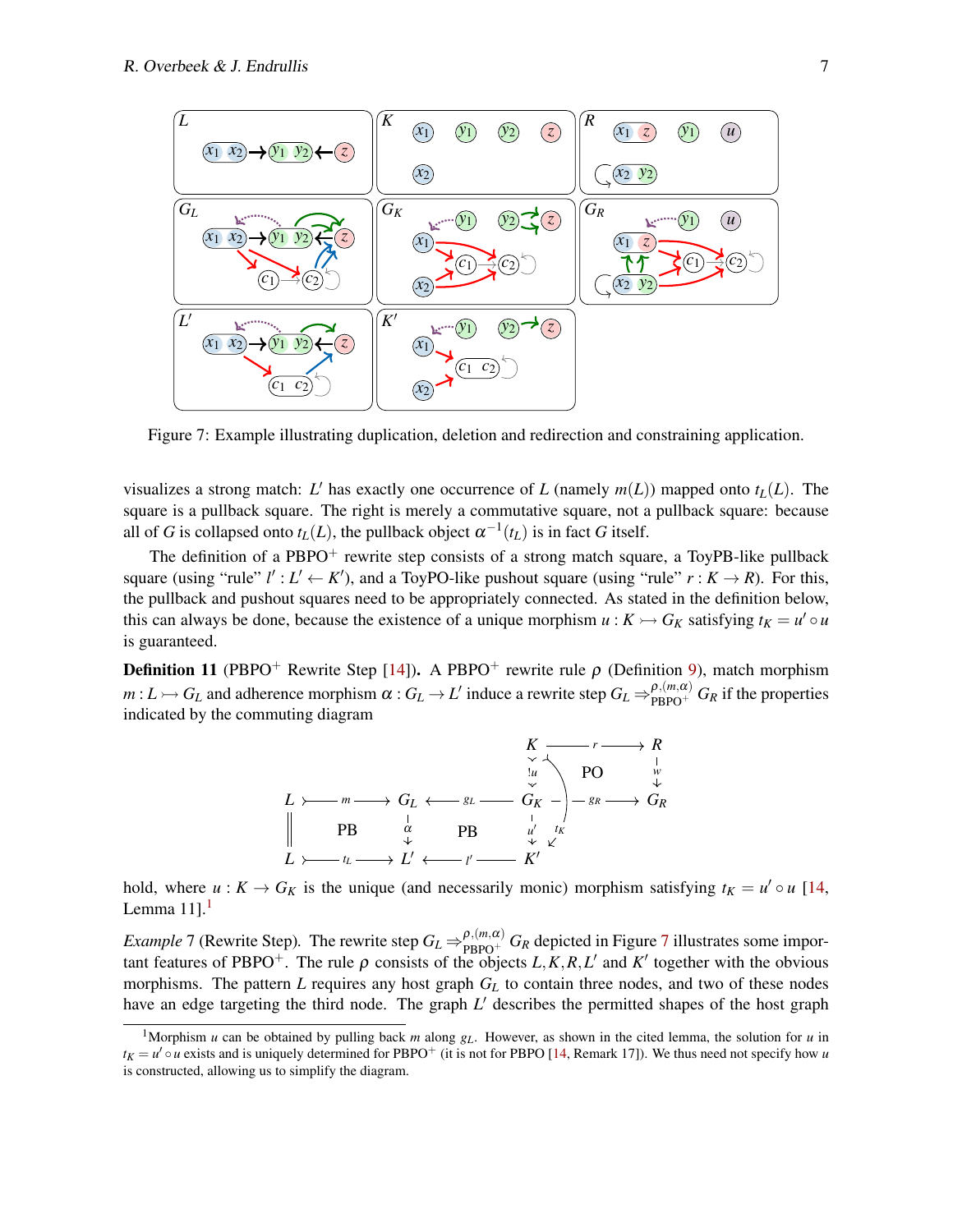Figure 7: Example illustrating duplication, deletion and redirection and constraining application.

visualizes a strong match: $L'$ has exactly one occurrence of $L$ (namely $m(L)$) mapped onto $t_L(L)$. The square is a pullback square. The right is merely a commutative square, not a pullback square: because all of $G$ is collapsed onto $t_L(L)$, the pullback object $\alpha^{-1}(t_L)$ is in fact $G$ itself.

The definition of a PBPO$^+$ rewrite step consists of a strong match square, a ToyPB-like pullback square (using "rule" $l' : L' \leftarrow K'$), and a ToyPO-like pushout square (using "rule" $r : K \to R$). For this, the pullback and pushout squares need to be appropriately connected. As stated in the definition below, this can always be done, because the existence of a unique morphism $u : K \rightarrowtail G_K$ satisfying $t_K = u' \circ u$ is guaranteed.

**Definition 11** (PBPO$^+$ Rewrite Step [14]). A PBPO$^+$ rewrite rule $\rho$ (Definition 9), match morphism $m : L \rightarrowtail G_L$ and adherence morphism $\alpha : G_L \to L'$ induce a rewrite step $G_L \Rightarrow^{\rho,(m,\alpha)}_{\text{PBPO}^+} G_R$ if the properties indicated by the commuting diagram

$$
\begin{array}{ccccccc}
 & & & & K & \xrightarrow{r} & R \\
 & & & & \downarrow{!u} & \text{PO} & \downarrow{w} \\
L & \xrightarrow{m} & G_L & \xleftarrow{g_L} & G_K & \xrightarrow{g_R} & G_R \\
\| & \text{PB} & \downarrow{\alpha} & \text{PB} & \downarrow{u'} \;\; \swarrow{t_K} & & \\
L & \xrightarrow{t_L} & L' & \xleftarrow{l'} & K' & &
\end{array}
$$

hold, where $u : K \to G_K$ is the unique (and necessarily monic) morphism satisfying $t_K = u' \circ u$ [14, Lemma 11].[1]

*Example* 7 (Rewrite Step). The rewrite step $G_L \Rightarrow^{\rho,(m,\alpha)}_{\text{PBPO}^+} G_R$ depicted in Figure 7 illustrates some important features of PBPO$^+$. The rule $\rho$ consists of the objects $L, K, R, L'$ and $K'$ together with the obvious morphisms. The pattern $L$ requires any host graph $G_L$ to contain three nodes, and two of these nodes have an edge targeting the third node. The graph $L'$ describes the permitted shapes of the host graph

[1]Morphism $u$ can be obtained by pulling back $m$ along $g_L$. However, as shown in the cited lemma, the solution for $u$ in $t_K = u' \circ u$ exists and is uniquely determined for PBPO$^+$ (it is not for PBPO [14, Remark 17]). We thus need not specify how $u$ is constructed, allowing us to simplify the diagram.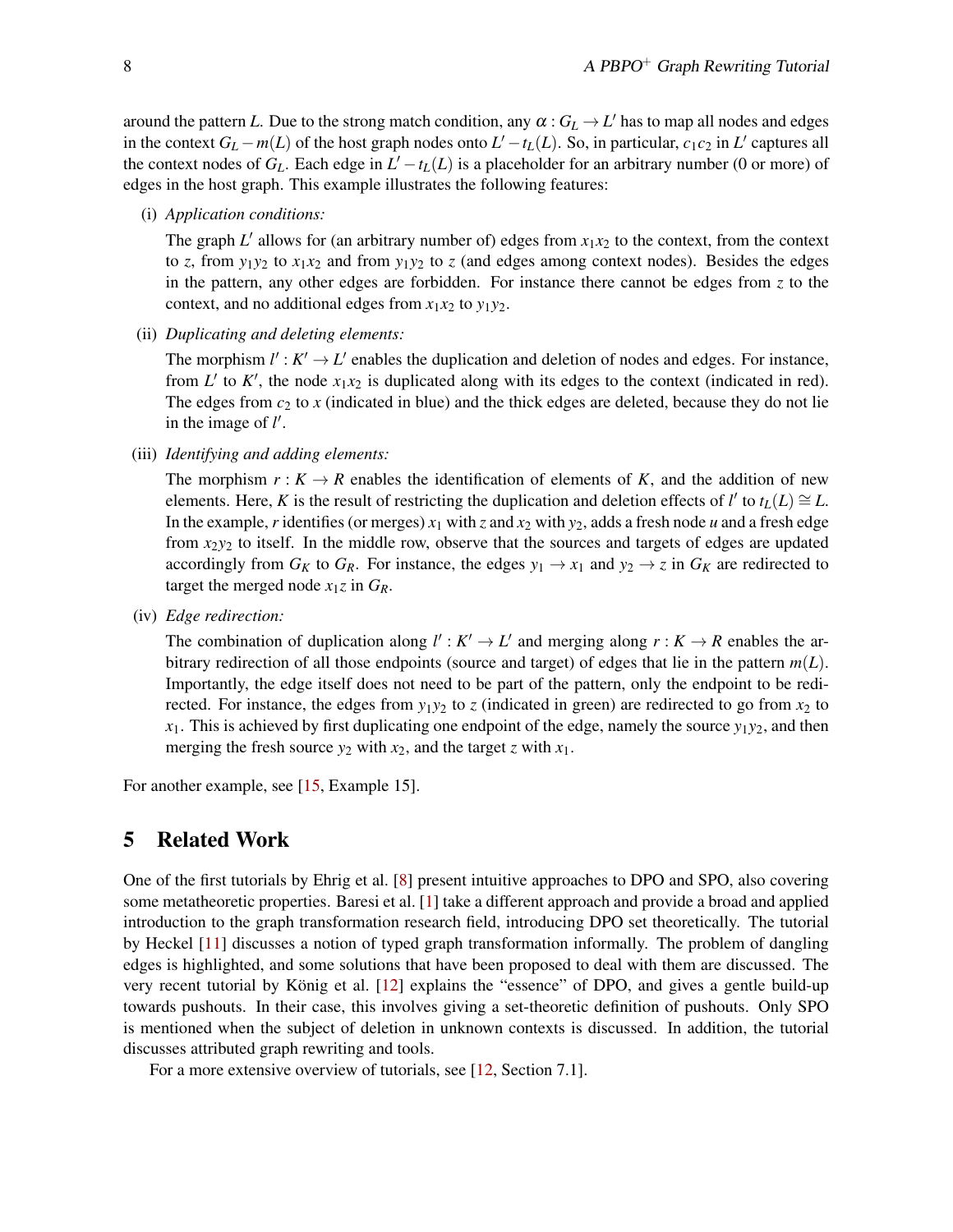around the pattern $L$. Due to the strong match condition, any $\alpha : G_L \to L'$ has to map all nodes and edges in the context $G_L - m(L)$ of the host graph nodes onto $L' - t_L(L)$. So, in particular, $c_1c_2$ in $L'$ captures all the context nodes of $G_L$. Each edge in $L' - t_L(L)$ is a placeholder for an arbitrary number (0 or more) of edges in the host graph. This example illustrates the following features:

(i) *Application conditions:*

The graph $L'$ allows for (an arbitrary number of) edges from $x_1x_2$ to the context, from the context to $z$, from $y_1y_2$ to $x_1x_2$ and from $y_1y_2$ to $z$ (and edges among context nodes). Besides the edges in the pattern, any other edges are forbidden. For instance there cannot be edges from $z$ to the context, and no additional edges from $x_1x_2$ to $y_1y_2$.

(ii) *Duplicating and deleting elements:*

The morphism $l' : K' \to L'$ enables the duplication and deletion of nodes and edges. For instance, from $L'$ to $K'$, the node $x_1x_2$ is duplicated along with its edges to the context (indicated in red). The edges from $c_2$ to $x$ (indicated in blue) and the thick edges are deleted, because they do not lie in the image of $l'$.

(iii) *Identifying and adding elements:*

The morphism $r : K \to R$ enables the identification of elements of $K$, and the addition of new elements. Here, $K$ is the result of restricting the duplication and deletion effects of $l'$ to $t_L(L) \cong L$. In the example, $r$ identifies (or merges) $x_1$ with $z$ and $x_2$ with $y_2$, adds a fresh node $u$ and a fresh edge from $x_2y_2$ to itself. In the middle row, observe that the sources and targets of edges are updated accordingly from $G_K$ to $G_R$. For instance, the edges $y_1 \to x_1$ and $y_2 \to z$ in $G_K$ are redirected to target the merged node $x_1z$ in $G_R$.

(iv) *Edge redirection:*

The combination of duplication along $l' : K' \to L'$ and merging along $r : K \to R$ enables the arbitrary redirection of all those endpoints (source and target) of edges that lie in the pattern $m(L)$. Importantly, the edge itself does not need to be part of the pattern, only the endpoint to be redirected. For instance, the edges from $y_1y_2$ to $z$ (indicated in green) are redirected to go from $x_2$ to $x_1$. This is achieved by first duplicating one endpoint of the edge, namely the source $y_1y_2$, and then merging the fresh source $y_2$ with $x_2$, and the target $z$ with $x_1$.

For another example, see [15, Example 15].

## 5 Related Work

One of the first tutorials by Ehrig et al. [8] present intuitive approaches to DPO and SPO, also covering some metatheoretic properties. Baresi et al. [1] take a different approach and provide a broad and applied introduction to the graph transformation research field, introducing DPO set theoretically. The tutorial by Heckel [11] discusses a notion of typed graph transformation informally. The problem of dangling edges is highlighted, and some solutions that have been proposed to deal with them are discussed. The very recent tutorial by König et al. [12] explains the "essence" of DPO, and gives a gentle build-up towards pushouts. In their case, this involves giving a set-theoretic definition of pushouts. Only SPO is mentioned when the subject of deletion in unknown contexts is discussed. In addition, the tutorial discusses attributed graph rewriting and tools.

For a more extensive overview of tutorials, see [12, Section 7.1].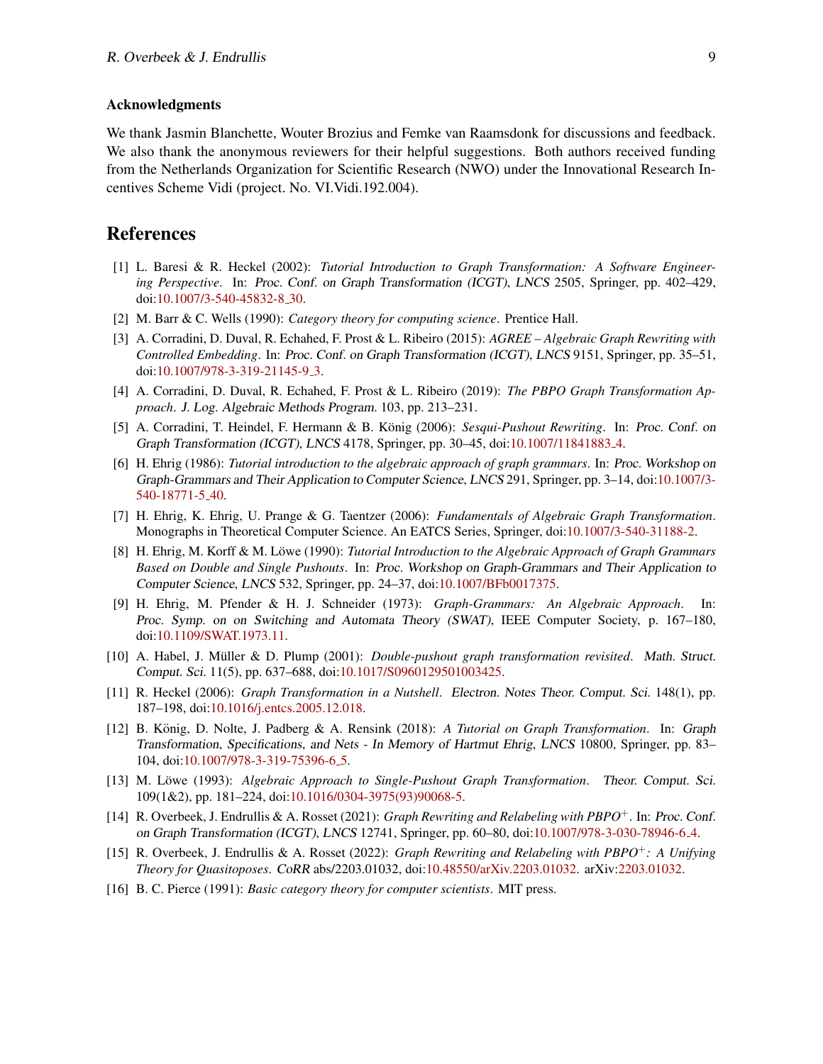### Acknowledgments

We thank Jasmin Blanchette, Wouter Brozius and Femke van Raamsdonk for discussions and feedback. We also thank the anonymous reviewers for their helpful suggestions. Both authors received funding from the Netherlands Organization for Scientific Research (NWO) under the Innovational Research Incentives Scheme Vidi (project. No. VI.Vidi.192.004).

## References

[1] L. Baresi & R. Heckel (2002): *Tutorial Introduction to Graph Transformation: A Software Engineering Perspective*. In: Proc. Conf. on Graph Transformation (ICGT), *LNCS* 2505, Springer, pp. 402–429, doi:10.1007/3-540-45832-8_30.

[2] M. Barr & C. Wells (1990): *Category theory for computing science*. Prentice Hall.

[3] A. Corradini, D. Duval, R. Echahed, F. Prost & L. Ribeiro (2015): *AGREE – Algebraic Graph Rewriting with Controlled Embedding*. In: Proc. Conf. on Graph Transformation (ICGT), *LNCS* 9151, Springer, pp. 35–51, doi:10.1007/978-3-319-21145-9_3.

[4] A. Corradini, D. Duval, R. Echahed, F. Prost & L. Ribeiro (2019): *The PBPO Graph Transformation Approach*. J. Log. Algebraic Methods Program. 103, pp. 213–231.

[5] A. Corradini, T. Heindel, F. Hermann & B. König (2006): *Sesqui-Pushout Rewriting*. In: Proc. Conf. on Graph Transformation (ICGT), *LNCS* 4178, Springer, pp. 30–45, doi:10.1007/11841883_4.

[6] H. Ehrig (1986): *Tutorial introduction to the algebraic approach of graph grammars*. In: Proc. Workshop on Graph-Grammars and Their Application to Computer Science, *LNCS* 291, Springer, pp. 3–14, doi:10.1007/3-540-18771-5_40.

[7] H. Ehrig, K. Ehrig, U. Prange & G. Taentzer (2006): *Fundamentals of Algebraic Graph Transformation*. Monographs in Theoretical Computer Science. An EATCS Series, Springer, doi:10.1007/3-540-31188-2.

[8] H. Ehrig, M. Korff & M. Löwe (1990): *Tutorial Introduction to the Algebraic Approach of Graph Grammars Based on Double and Single Pushouts*. In: Proc. Workshop on Graph-Grammars and Their Application to Computer Science, *LNCS* 532, Springer, pp. 24–37, doi:10.1007/BFb0017375.

[9] H. Ehrig, M. Pfender & H. J. Schneider (1973): *Graph-Grammars: An Algebraic Approach*. In: Proc. Symp. on on Switching and Automata Theory (SWAT), IEEE Computer Society, p. 167–180, doi:10.1109/SWAT.1973.11.

[10] A. Habel, J. Müller & D. Plump (2001): *Double-pushout graph transformation revisited*. Math. Struct. Comput. Sci. 11(5), pp. 637–688, doi:10.1017/S0960129501003425.

[11] R. Heckel (2006): *Graph Transformation in a Nutshell*. Electron. Notes Theor. Comput. Sci. 148(1), pp. 187–198, doi:10.1016/j.entcs.2005.12.018.

[12] B. König, D. Nolte, J. Padberg & A. Rensink (2018): *A Tutorial on Graph Transformation*. In: Graph Transformation, Specifications, and Nets - In Memory of Hartmut Ehrig, *LNCS* 10800, Springer, pp. 83–104, doi:10.1007/978-3-319-75396-6_5.

[13] M. Löwe (1993): *Algebraic Approach to Single-Pushout Graph Transformation*. Theor. Comput. Sci. 109(1&2), pp. 181–224, doi:10.1016/0304-3975(93)90068-5.

[14] R. Overbeek, J. Endrullis & A. Rosset (2021): *Graph Rewriting and Relabeling with PBPO$^+$*. In: Proc. Conf. on Graph Transformation (ICGT), *LNCS* 12741, Springer, pp. 60–80, doi:10.1007/978-3-030-78946-6_4.

[15] R. Overbeek, J. Endrullis & A. Rosset (2022): *Graph Rewriting and Relabeling with PBPO$^+$: A Unifying Theory for Quasitoposes*. CoRR abs/2203.01032, doi:10.48550/arXiv.2203.01032. arXiv:2203.01032.

[16] B. C. Pierce (1991): *Basic category theory for computer scientists*. MIT press.